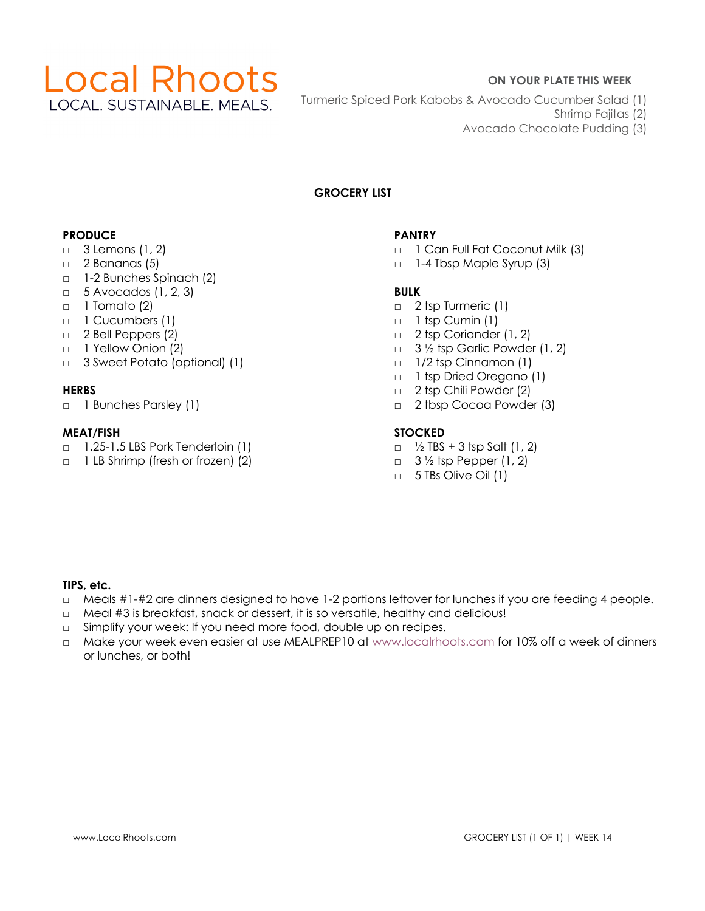# Local Rhoots

LOCAL. SUSTAINABLE. MEALS.

**ON YOUR PLATE THIS WEEK**

Turmeric Spiced Pork Kabobs & Avocado Cucumber Salad (1)
Shrimp Fajitas (2)
Avocado Chocolate Pudding (3)

## GROCERY LIST

### PRODUCE

- ☐ 3 Lemons (1, 2)
- ☐ 2 Bananas (5)
- ☐ 1-2 Bunches Spinach (2)
- ☐ 5 Avocados (1, 2, 3)
- ☐ 1 Tomato (2)
- ☐ 1 Cucumbers (1)
- ☐ 2 Bell Peppers (2)
- ☐ 1 Yellow Onion (2)
- ☐ 3 Sweet Potato (optional) (1)

### HERBS

- ☐ 1 Bunches Parsley (1)

### MEAT/FISH

- ☐ 1.25-1.5 LBS Pork Tenderloin (1)
- ☐ 1 LB Shrimp (fresh or frozen) (2)

### PANTRY

- ☐ 1 Can Full Fat Coconut Milk (3)
- ☐ 1-4 Tbsp Maple Syrup (3)

### BULK

- ☐ 2 tsp Turmeric (1)
- ☐ 1 tsp Cumin (1)
- ☐ 2 tsp Coriander (1, 2)
- ☐ 3 ½ tsp Garlic Powder (1, 2)
- ☐ 1/2 tsp Cinnamon (1)
- ☐ 1 tsp Dried Oregano (1)
- ☐ 2 tsp Chili Powder (2)
- ☐ 2 tbsp Cocoa Powder (3)

### STOCKED

- ☐ ½ TBS + 3 tsp Salt (1, 2)
- ☐ 3 ½ tsp Pepper (1, 2)
- ☐ 5 TBs Olive Oil (1)

### TIPS, etc.

- ☐ Meals #1-#2 are dinners designed to have 1-2 portions leftover for lunches if you are feeding 4 people.
- ☐ Meal #3 is breakfast, snack or dessert, it is so versatile, healthy and delicious!
- ☐ Simplify your week: If you need more food, double up on recipes.
- ☐ Make your week even easier at use MEALPREP10 at www.localrhoots.com for 10% off a week of dinners or lunches, or both!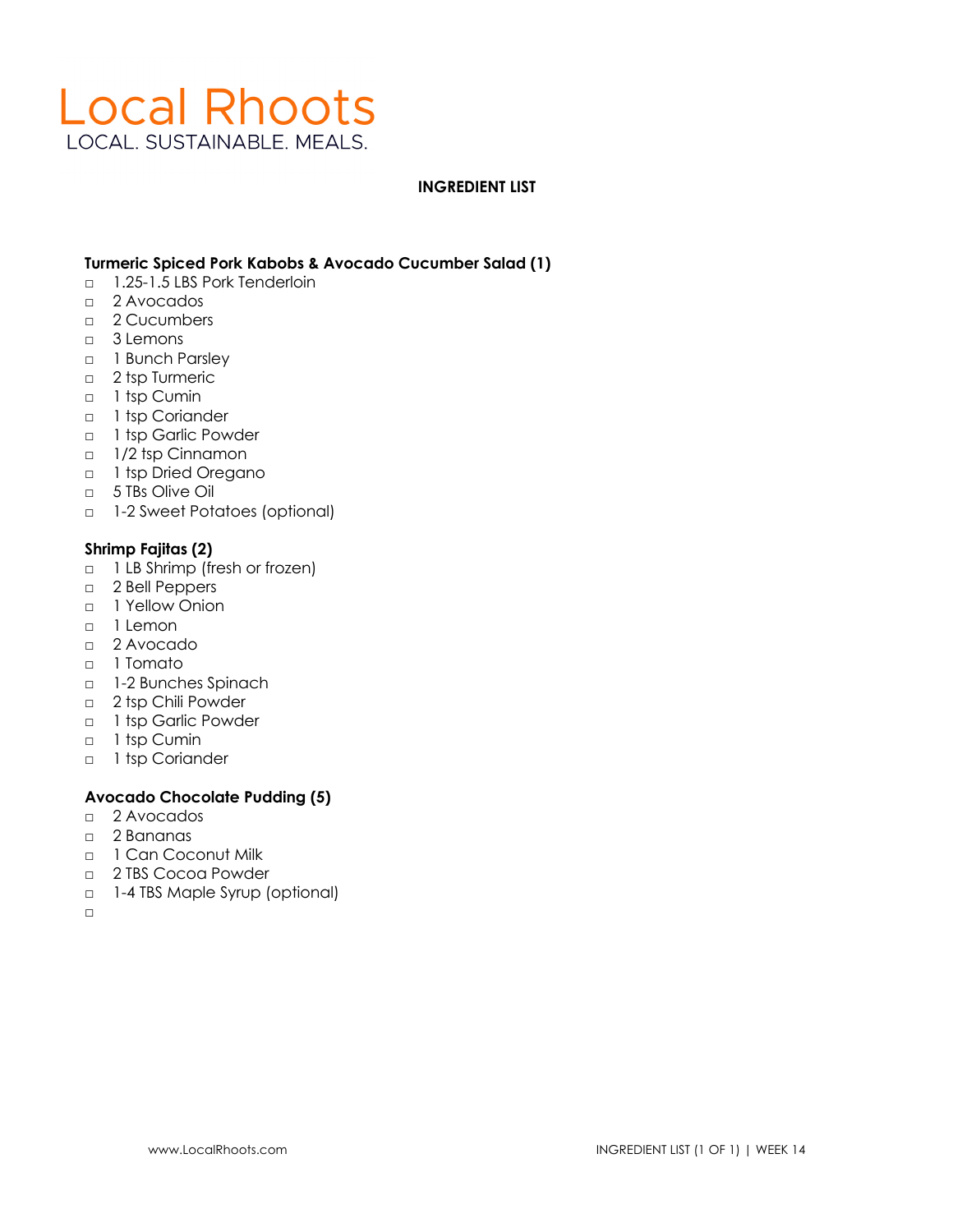# Local Rhoots

LOCAL. SUSTAINABLE. MEALS.

**INGREDIENT LIST**

**Turmeric Spiced Pork Kabobs & Avocado Cucumber Salad (1)**

- □ 1.25-1.5 LBS Pork Tenderloin
- □ 2 Avocados
- □ 2 Cucumbers
- □ 3 Lemons
- □ 1 Bunch Parsley
- □ 2 tsp Turmeric
- □ 1 tsp Cumin
- □ 1 tsp Coriander
- □ 1 tsp Garlic Powder
- □ 1/2 tsp Cinnamon
- □ 1 tsp Dried Oregano
- □ 5 TBs Olive Oil
- □ 1-2 Sweet Potatoes (optional)

**Shrimp Fajitas (2)**

- □ 1 LB Shrimp (fresh or frozen)
- □ 2 Bell Peppers
- □ 1 Yellow Onion
- □ 1 Lemon
- □ 2 Avocado
- □ 1 Tomato
- □ 1-2 Bunches Spinach
- □ 2 tsp Chili Powder
- □ 1 tsp Garlic Powder
- □ 1 tsp Cumin
- □ 1 tsp Coriander

**Avocado Chocolate Pudding (5)**

- □ 2 Avocados
- □ 2 Bananas
- □ 1 Can Coconut Milk
- □ 2 TBS Cocoa Powder
- □ 1-4 TBS Maple Syrup (optional)
- □

www.LocalRhoots.com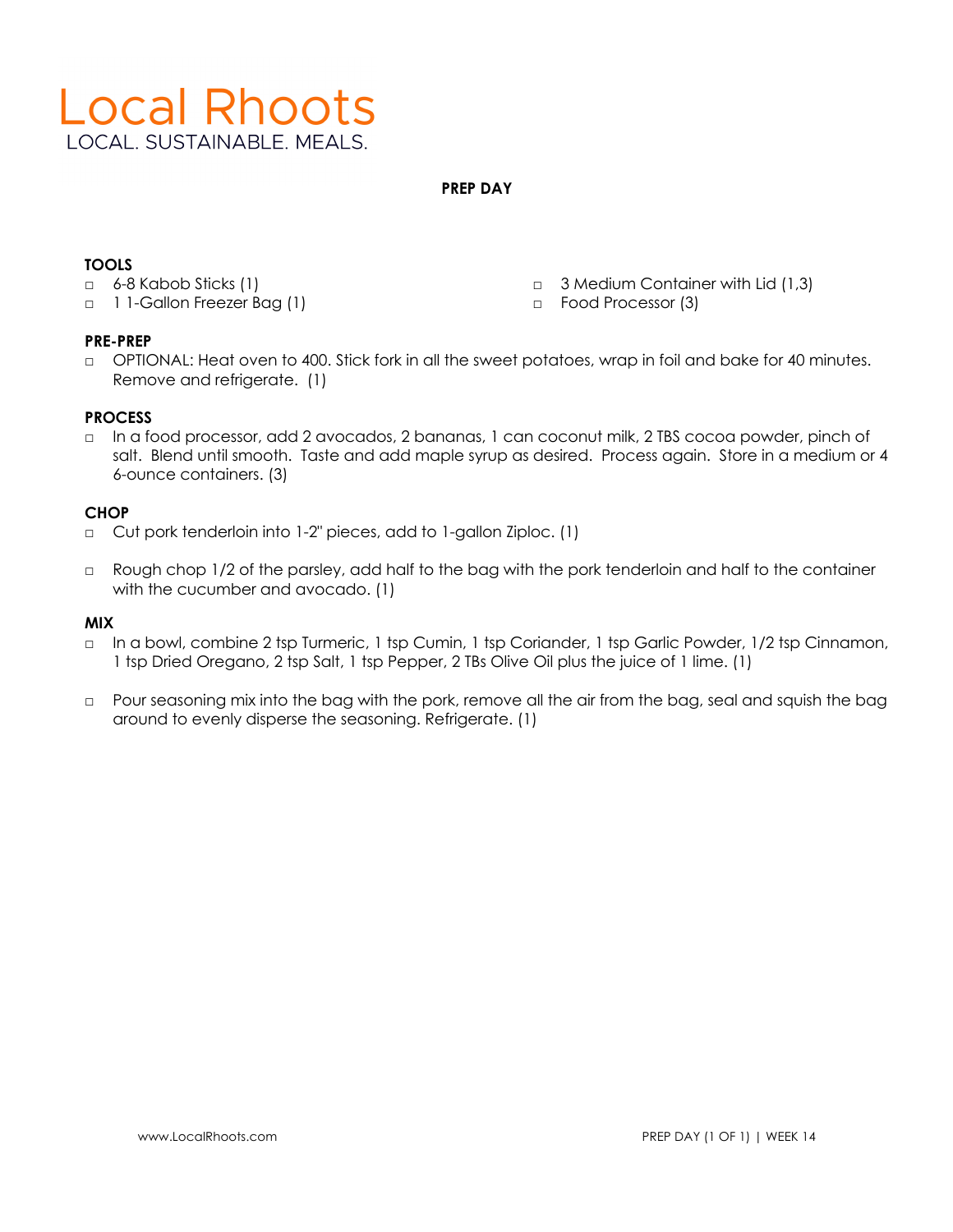# Local Rhoots

LOCAL. SUSTAINABLE. MEALS.

## PREP DAY

### TOOLS

- ▢ 6-8 Kabob Sticks (1)
- ▢ 1 1-Gallon Freezer Bag (1)
- ▢ 3 Medium Container with Lid (1,3)
- ▢ Food Processor (3)

### PRE-PREP

- ▢ OPTIONAL: Heat oven to 400. Stick fork in all the sweet potatoes, wrap in foil and bake for 40 minutes. Remove and refrigerate. (1)

### PROCESS

- ▢ In a food processor, add 2 avocados, 2 bananas, 1 can coconut milk, 2 TBS cocoa powder, pinch of salt. Blend until smooth. Taste and add maple syrup as desired. Process again. Store in a medium or 4 6-ounce containers. (3)

### CHOP

- ▢ Cut pork tenderloin into 1-2" pieces, add to 1-gallon Ziploc. (1)
- ▢ Rough chop 1/2 of the parsley, add half to the bag with the pork tenderloin and half to the container with the cucumber and avocado. (1)

### MIX

- ▢ In a bowl, combine 2 tsp Turmeric, 1 tsp Cumin, 1 tsp Coriander, 1 tsp Garlic Powder, 1/2 tsp Cinnamon, 1 tsp Dried Oregano, 2 tsp Salt, 1 tsp Pepper, 2 TBs Olive Oil plus the juice of 1 lime. (1)
- ▢ Pour seasoning mix into the bag with the pork, remove all the air from the bag, seal and squish the bag around to evenly disperse the seasoning. Refrigerate. (1)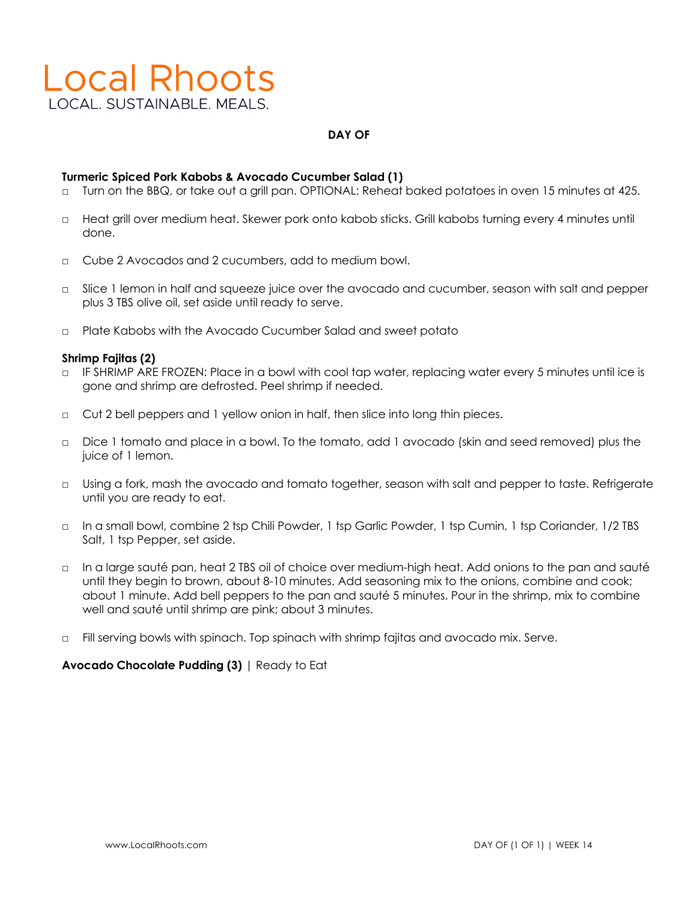# Local Rhoots

LOCAL. SUSTAINABLE. MEALS.

**DAY OF**

**Turmeric Spiced Pork Kabobs & Avocado Cucumber Salad (1)**

- □ Turn on the BBQ, or take out a grill pan. OPTIONAL: Reheat baked potatoes in oven 15 minutes at 425.
- □ Heat grill over medium heat. Skewer pork onto kabob sticks. Grill kabobs turning every 4 minutes until done.
- □ Cube 2 Avocados and 2 cucumbers, add to medium bowl.
- □ Slice 1 lemon in half and squeeze juice over the avocado and cucumber, season with salt and pepper plus 3 TBS olive oil, set aside until ready to serve.
- □ Plate Kabobs with the Avocado Cucumber Salad and sweet potato

**Shrimp Fajitas (2)**

- □ IF SHRIMP ARE FROZEN: Place in a bowl with cool tap water, replacing water every 5 minutes until ice is gone and shrimp are defrosted. Peel shrimp if needed.
- □ Cut 2 bell peppers and 1 yellow onion in half, then slice into long thin pieces.
- □ Dice 1 tomato and place in a bowl. To the tomato, add 1 avocado (skin and seed removed) plus the juice of 1 lemon.
- □ Using a fork, mash the avocado and tomato together, season with salt and pepper to taste. Refrigerate until you are ready to eat.
- □ In a small bowl, combine 2 tsp Chili Powder, 1 tsp Garlic Powder, 1 tsp Cumin, 1 tsp Coriander, 1/2 TBS Salt, 1 tsp Pepper, set aside.
- □ In a large sauté pan, heat 2 TBS oil of choice over medium-high heat. Add onions to the pan and sauté until they begin to brown, about 8-10 minutes. Add seasoning mix to the onions, combine and cook; about 1 minute. Add bell peppers to the pan and sauté 5 minutes. Pour in the shrimp, mix to combine well and sauté until shrimp are pink; about 3 minutes.
- □ Fill serving bowls with spinach. Top spinach with shrimp fajitas and avocado mix. Serve.

**Avocado Chocolate Pudding (3)** | Ready to Eat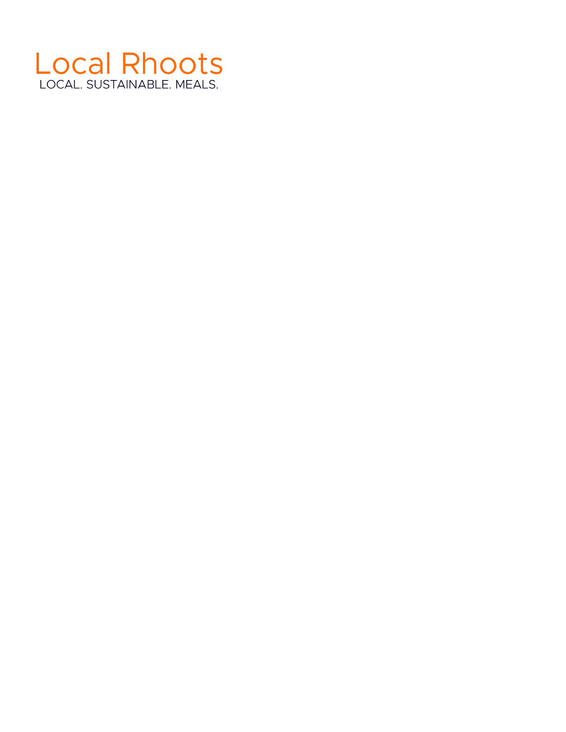Local Rhoots

LOCAL. SUSTAINABLE. MEALS.